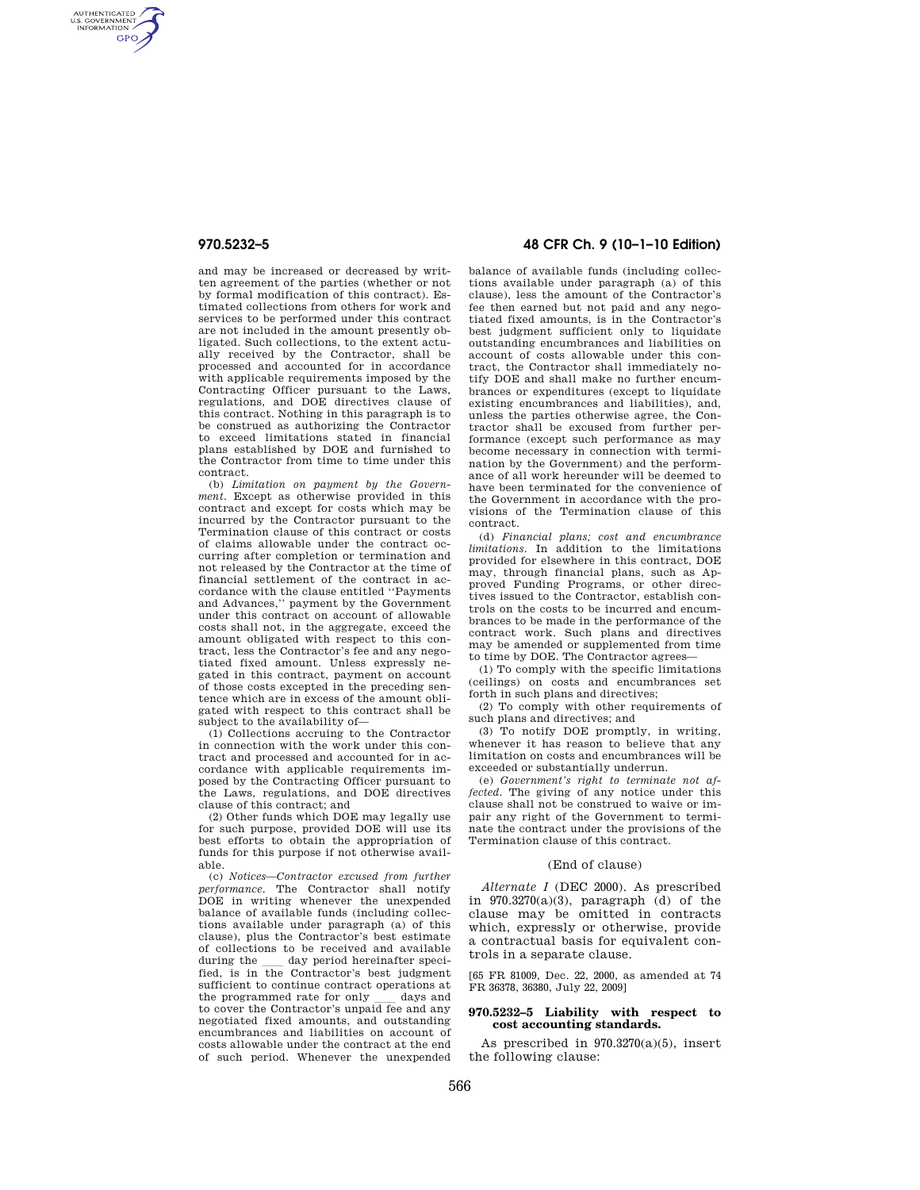and may be increased or decreased by written agreement of the parties (whether or not by formal modification of this contract). Estimated collections from others for work and services to be performed under this contract are not included in the amount presently obligated. Such collections, to the extent actually received by the Contractor, shall be processed and accounted for in accordance with applicable requirements imposed by the Contracting Officer pursuant to the Laws, regulations, and DOE directives clause of this contract. Nothing in this paragraph is to be construed as authorizing the Contractor to exceed limitations stated in financial plans established by DOE and furnished to the Contractor from time to time under this contract.

(b) *Limitation on payment by the Government.* Except as otherwise provided in this contract and except for costs which may be incurred by the Contractor pursuant to the Termination clause of this contract or costs of claims allowable under the contract occurring after completion or termination and not released by the Contractor at the time of financial settlement of the contract in accordance with the clause entitled ''Payments and Advances,'' payment by the Government under this contract on account of allowable costs shall not, in the aggregate, exceed the amount obligated with respect to this contract, less the Contractor's fee and any negotiated fixed amount. Unless expressly negated in this contract, payment on account of those costs excepted in the preceding sentence which are in excess of the amount obligated with respect to this contract shall be subject to the availability of—

(1) Collections accruing to the Contractor in connection with the work under this contract and processed and accounted for in accordance with applicable requirements imposed by the Contracting Officer pursuant to the Laws, regulations, and DOE directives clause of this contract; and

(2) Other funds which DOE may legally use for such purpose, provided DOE will use its best efforts to obtain the appropriation of funds for this purpose if not otherwise available.

(c) *Notices—Contractor excused from further performance.* The Contractor shall notify DOE in writing whenever the unexpended balance of available funds (including collections available under paragraph (a) of this clause), plus the Contractor's best estimate of collections to be received and available during the ___ day period hereinafter specified, is in the Contractor's best judgment sufficient to continue contract operations at the programmed rate for only ___ days and to cover the Contractor's unpaid fee and any negotiated fixed amounts, and outstanding encumbrances and liabilities on account of costs allowable under the contract at the end of such period. Whenever the unexpended balance of available funds (including collections available under paragraph (a) of this clause), less the amount of the Contractor's fee then earned but not paid and any negotiated fixed amounts, is in the Contractor's best judgment sufficient only to liquidate outstanding encumbrances and liabilities on account of costs allowable under this contract, the Contractor shall immediately notify DOE and shall make no further encumbrances or expenditures (except to liquidate existing encumbrances and liabilities), and, unless the parties otherwise agree, the Contractor shall be excused from further performance (except such performance as may become necessary in connection with termination by the Government) and the performance of all work hereunder will be deemed to have been terminated for the convenience of the Government in accordance with the provisions of the Termination clause of this contract.

(d) *Financial plans; cost and encumbrance limitations.* In addition to the limitations provided for elsewhere in this contract, DOE may, through financial plans, such as Approved Funding Programs, or other directives issued to the Contractor, establish controls on the costs to be incurred and encumbrances to be made in the performance of the contract work. Such plans and directives may be amended or supplemented from time to time by DOE. The Contractor agrees—

(1) To comply with the specific limitations (ceilings) on costs and encumbrances set forth in such plans and directives;

(2) To comply with other requirements of such plans and directives; and

(3) To notify DOE promptly, in writing, whenever it has reason to believe that any limitation on costs and encumbrances will be exceeded or substantially underrun.

(e) *Government's right to terminate not affected.* The giving of any notice under this clause shall not be construed to waive or impair any right of the Government to terminate the contract under the provisions of the Termination clause of this contract.

(End of clause)

*Alternate I* (DEC 2000). As prescribed in 970.3270(a)(3), paragraph (d) of the clause may be omitted in contracts which, expressly or otherwise, provide a contractual basis for equivalent controls in a separate clause.

[65 FR 81009, Dec. 22, 2000, as amended at 74 FR 36378, 36380, July 22, 2009]

### 970.5232–5 Liability with respect to cost accounting standards.

As prescribed in 970.3270(a)(5), insert the following clause: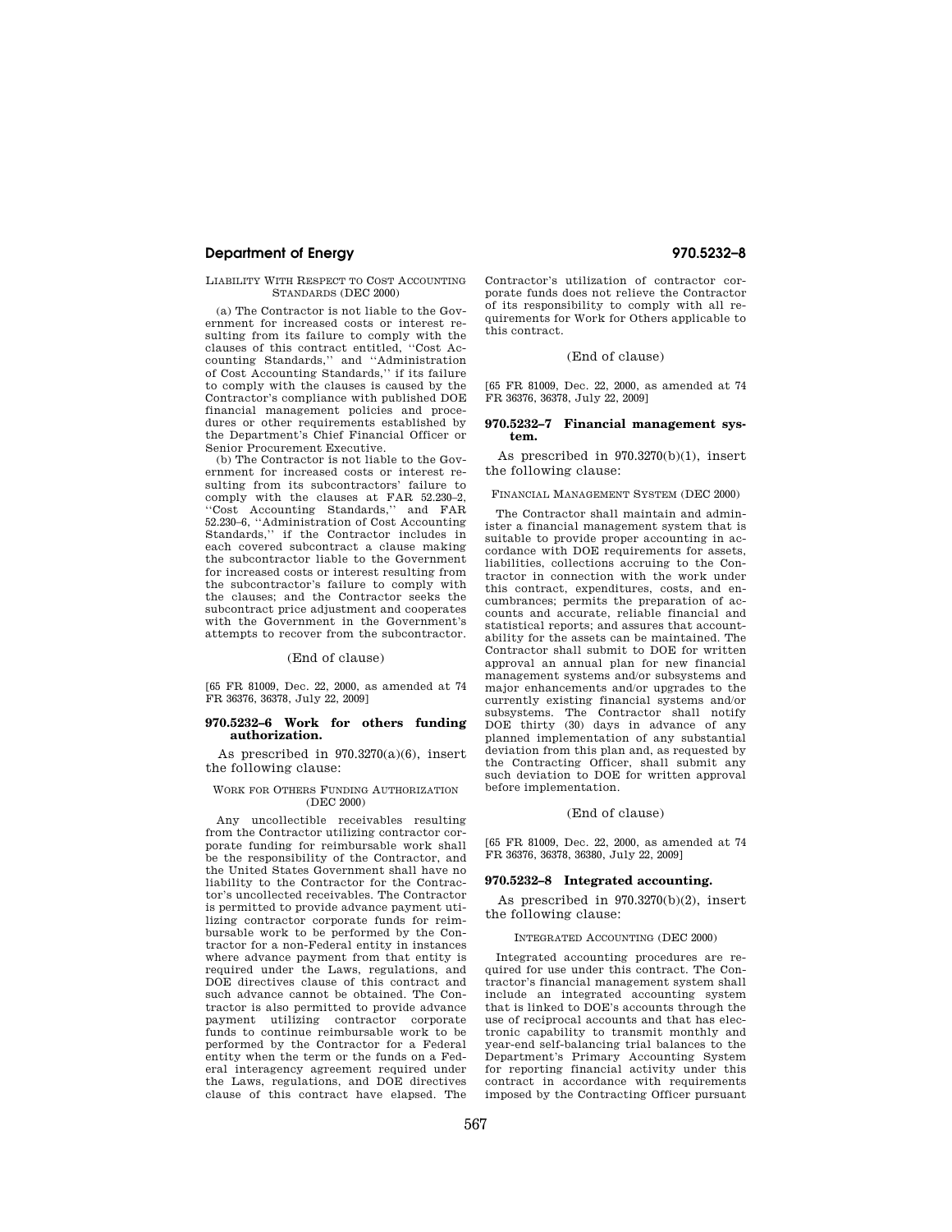LIABILITY WITH RESPECT TO COST ACCOUNTING STANDARDS (DEC 2000)

(a) The Contractor is not liable to the Government for increased costs or interest resulting from its failure to comply with the clauses of this contract entitled, ''Cost Accounting Standards,'' and ''Administration of Cost Accounting Standards,'' if its failure to comply with the clauses is caused by the Contractor's compliance with published DOE financial management policies and procedures or other requirements established by the Department's Chief Financial Officer or Senior Procurement Executive.

(b) The Contractor is not liable to the Government for increased costs or interest resulting from its subcontractors' failure to comply with the clauses at FAR 52.230–2, ''Cost Accounting Standards,'' and FAR 52.230–6, ''Administration of Cost Accounting Standards,'' if the Contractor includes in each covered subcontract a clause making the subcontractor liable to the Government for increased costs or interest resulting from the subcontractor's failure to comply with the clauses; and the Contractor seeks the subcontract price adjustment and cooperates with the Government in the Government's attempts to recover from the subcontractor.

(End of clause)

[65 FR 81009, Dec. 22, 2000, as amended at 74 FR 36376, 36378, July 22, 2009]

### 970.5232–6 Work for others funding authorization.

As prescribed in 970.3270(a)(6), insert the following clause:

WORK FOR OTHERS FUNDING AUTHORIZATION (DEC 2000)

Any uncollectible receivables resulting from the Contractor utilizing contractor corporate funding for reimbursable work shall be the responsibility of the Contractor, and the United States Government shall have no liability to the Contractor for the Contractor's uncollected receivables. The Contractor is permitted to provide advance payment utilizing contractor corporate funds for reimbursable work to be performed by the Contractor for a non-Federal entity in instances where advance payment from that entity is required under the Laws, regulations, and DOE directives clause of this contract and such advance cannot be obtained. The Contractor is also permitted to provide advance payment utilizing contractor corporate funds to continue reimbursable work to be performed by the Contractor for a Federal entity when the term or the funds on a Federal interagency agreement required under the Laws, regulations, and DOE directives clause of this contract have elapsed. The Contractor's utilization of contractor corporate funds does not relieve the Contractor of its responsibility to comply with all requirements for Work for Others applicable to this contract.

(End of clause)

[65 FR 81009, Dec. 22, 2000, as amended at 74 FR 36376, 36378, July 22, 2009]

### 970.5232–7 Financial management system.

As prescribed in 970.3270(b)(1), insert the following clause:

FINANCIAL MANAGEMENT SYSTEM (DEC 2000)

The Contractor shall maintain and administer a financial management system that is suitable to provide proper accounting in accordance with DOE requirements for assets, liabilities, collections accruing to the Contractor in connection with the work under this contract, expenditures, costs, and encumbrances; permits the preparation of accounts and accurate, reliable financial and statistical reports; and assures that accountability for the assets can be maintained. The Contractor shall submit to DOE for written approval an annual plan for new financial management systems and/or subsystems and major enhancements and/or upgrades to the currently existing financial systems and/or subsystems. The Contractor shall notify DOE thirty (30) days in advance of any planned implementation of any substantial deviation from this plan and, as requested by the Contracting Officer, shall submit any such deviation to DOE for written approval before implementation.

(End of clause)

[65 FR 81009, Dec. 22, 2000, as amended at 74 FR 36376, 36378, 36380, July 22, 2009]

### 970.5232–8 Integrated accounting.

As prescribed in 970.3270(b)(2), insert the following clause:

INTEGRATED ACCOUNTING (DEC 2000)

Integrated accounting procedures are required for use under this contract. The Contractor's financial management system shall include an integrated accounting system that is linked to DOE's accounts through the use of reciprocal accounts and that has electronic capability to transmit monthly and year-end self-balancing trial balances to the Department's Primary Accounting System for reporting financial activity under this contract in accordance with requirements imposed by the Contracting Officer pursuant